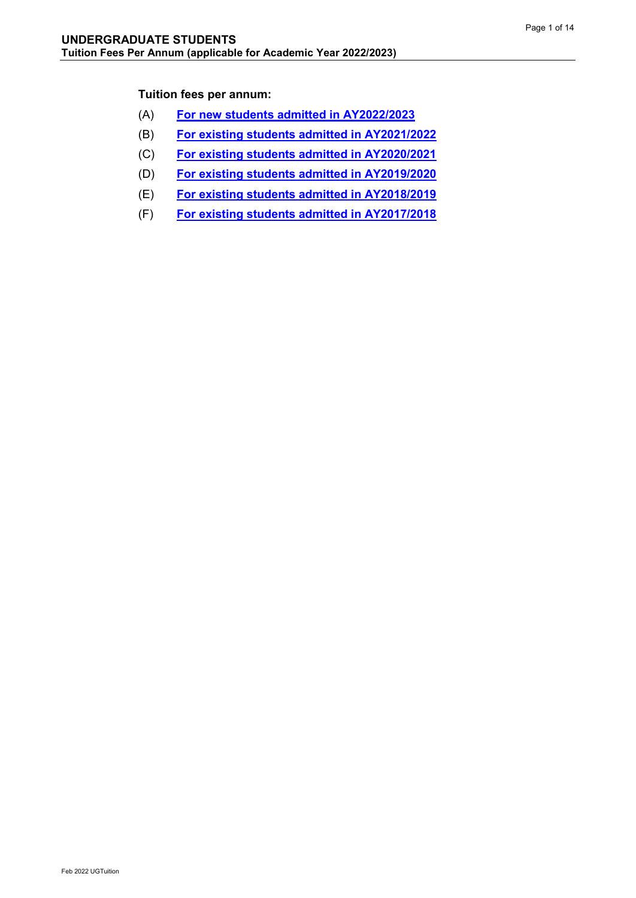## UNDERGRADUATE STUDENTS
**Tuition Fees Per Annum (applicable for Academic Year 2022/2023)**

**Tuition fees per annum:**

(A) **For new students admitted in AY2022/2023**

(B) **For existing students admitted in AY2021/2022**

(C) **For existing students admitted in AY2020/2021**

(D) **For existing students admitted in AY2019/2020**

(E) **For existing students admitted in AY2018/2019**

(F) **For existing students admitted in AY2017/2018**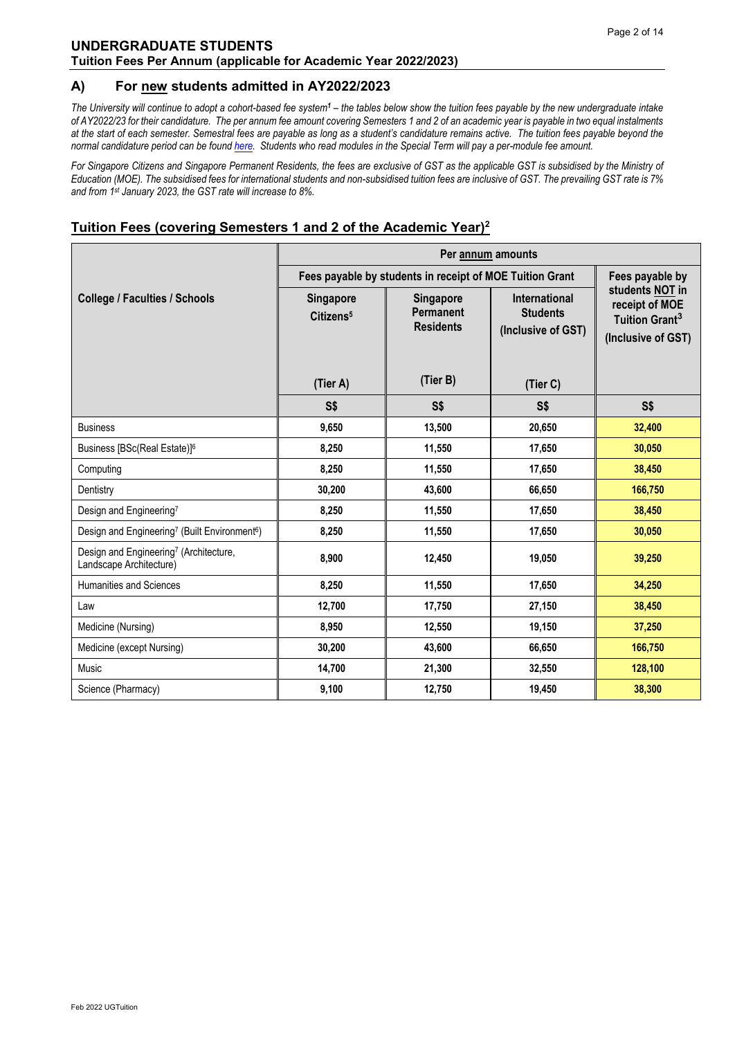## UNDERGRADUATE STUDENTS
### Tuition Fees Per Annum (applicable for Academic Year 2022/2023)

## A) For new students admitted in AY2022/2023

*The University will continue to adopt a cohort-based fee system[1] – the tables below show the tuition fees payable by the new undergraduate intake of AY2022/23 for their candidature. The per annum fee amount covering Semesters 1 and 2 of an academic year is payable in two equal instalments at the start of each semester. Semestral fees are payable as long as a student's candidature remains active. The tuition fees payable beyond the normal candidature period can be found here. Students who read modules in the Special Term will pay a per-module fee amount.*

*For Singapore Citizens and Singapore Permanent Residents, the fees are exclusive of GST as the applicable GST is subsidised by the Ministry of Education (MOE). The subsidised fees for international students and non-subsidised tuition fees are inclusive of GST. The prevailing GST rate is 7% and from 1st January 2023, the GST rate will increase to 8%.*

### Tuition Fees (covering Semesters 1 and 2 of the Academic Year)[2]

| College / Faculties / Schools | Per annum amounts | | | |
|---|---|---|---|---|
| | Fees payable by students in receipt of MOE Tuition Grant | | | Fees payable by students NOT in receipt of MOE Tuition Grant[3] (Inclusive of GST) |
| | Singapore Citizens[5] (Tier A) | Singapore Permanent Residents (Tier B) | International Students (Inclusive of GST) (Tier C) | |
| | S$ | S$ | S$ | S$ |
| Business | 9,650 | 13,500 | 20,650 | 32,400 |
| Business [BSc(Real Estate)][6] | 8,250 | 11,550 | 17,650 | 30,050 |
| Computing | 8,250 | 11,550 | 17,650 | 38,450 |
| Dentistry | 30,200 | 43,600 | 66,650 | 166,750 |
| Design and Engineering[7] | 8,250 | 11,550 | 17,650 | 38,450 |
| Design and Engineering[7] (Built Environment[6]) | 8,250 | 11,550 | 17,650 | 30,050 |
| Design and Engineering[7] (Architecture, Landscape Architecture) | 8,900 | 12,450 | 19,050 | 39,250 |
| Humanities and Sciences | 8,250 | 11,550 | 17,650 | 34,250 |
| Law | 12,700 | 17,750 | 27,150 | 38,450 |
| Medicine (Nursing) | 8,950 | 12,550 | 19,150 | 37,250 |
| Medicine (except Nursing) | 30,200 | 43,600 | 66,650 | 166,750 |
| Music | 14,700 | 21,300 | 32,550 | 128,100 |
| Science (Pharmacy) | 9,100 | 12,750 | 19,450 | 38,300 |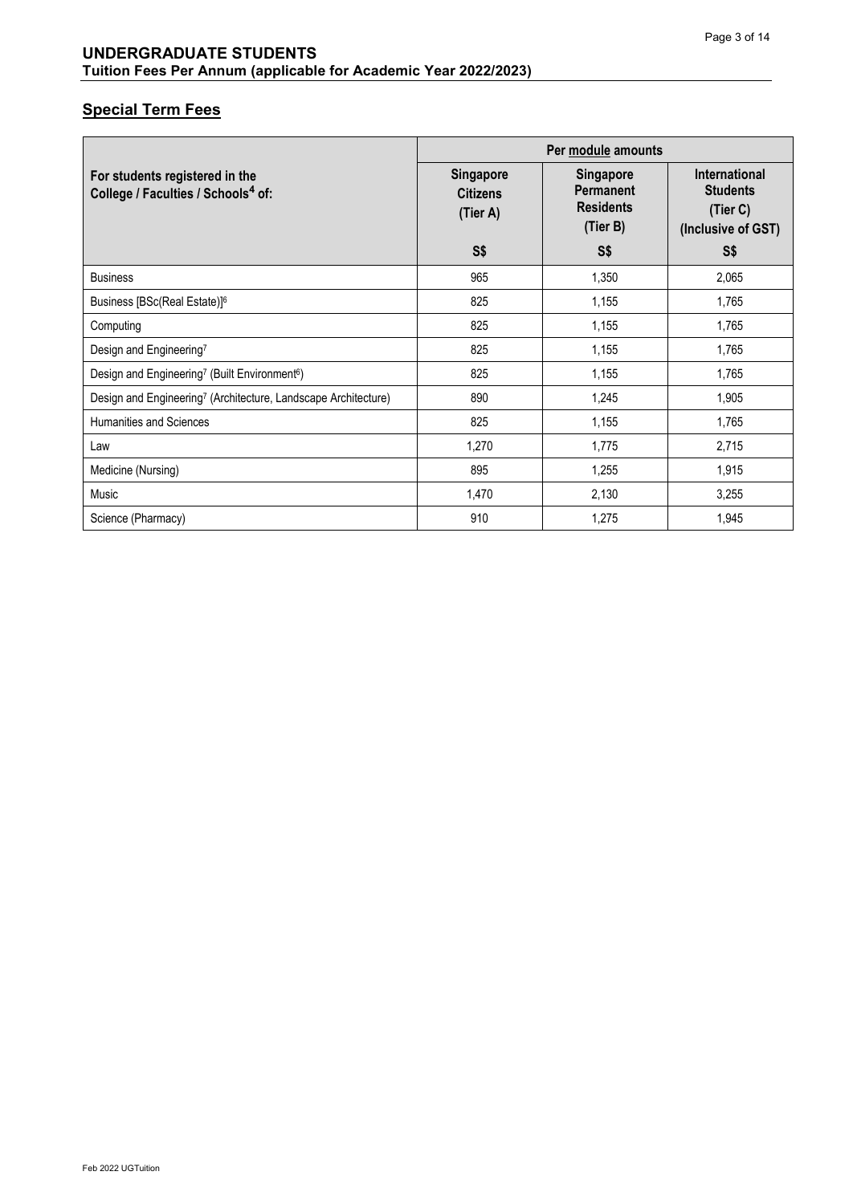**UNDERGRADUATE STUDENTS**
**Tuition Fees Per Annum (applicable for Academic Year 2022/2023)**

## Special Term Fees

| For students registered in the College / Faculties / Schools[4] of: | Per module amounts | | |
|---|---|---|---|
| | Singapore Citizens (Tier A) S$ | Singapore Permanent Residents (Tier B) S$ | International Students (Tier C) (Inclusive of GST) S$ |
| Business | 965 | 1,350 | 2,065 |
| Business [BSc(Real Estate)][6] | 825 | 1,155 | 1,765 |
| Computing | 825 | 1,155 | 1,765 |
| Design and Engineering[7] | 825 | 1,155 | 1,765 |
| Design and Engineering[7] (Built Environment[6]) | 825 | 1,155 | 1,765 |
| Design and Engineering[7] (Architecture, Landscape Architecture) | 890 | 1,245 | 1,905 |
| Humanities and Sciences | 825 | 1,155 | 1,765 |
| Law | 1,270 | 1,775 | 2,715 |
| Medicine (Nursing) | 895 | 1,255 | 1,915 |
| Music | 1,470 | 2,130 | 3,255 |
| Science (Pharmacy) | 910 | 1,275 | 1,945 |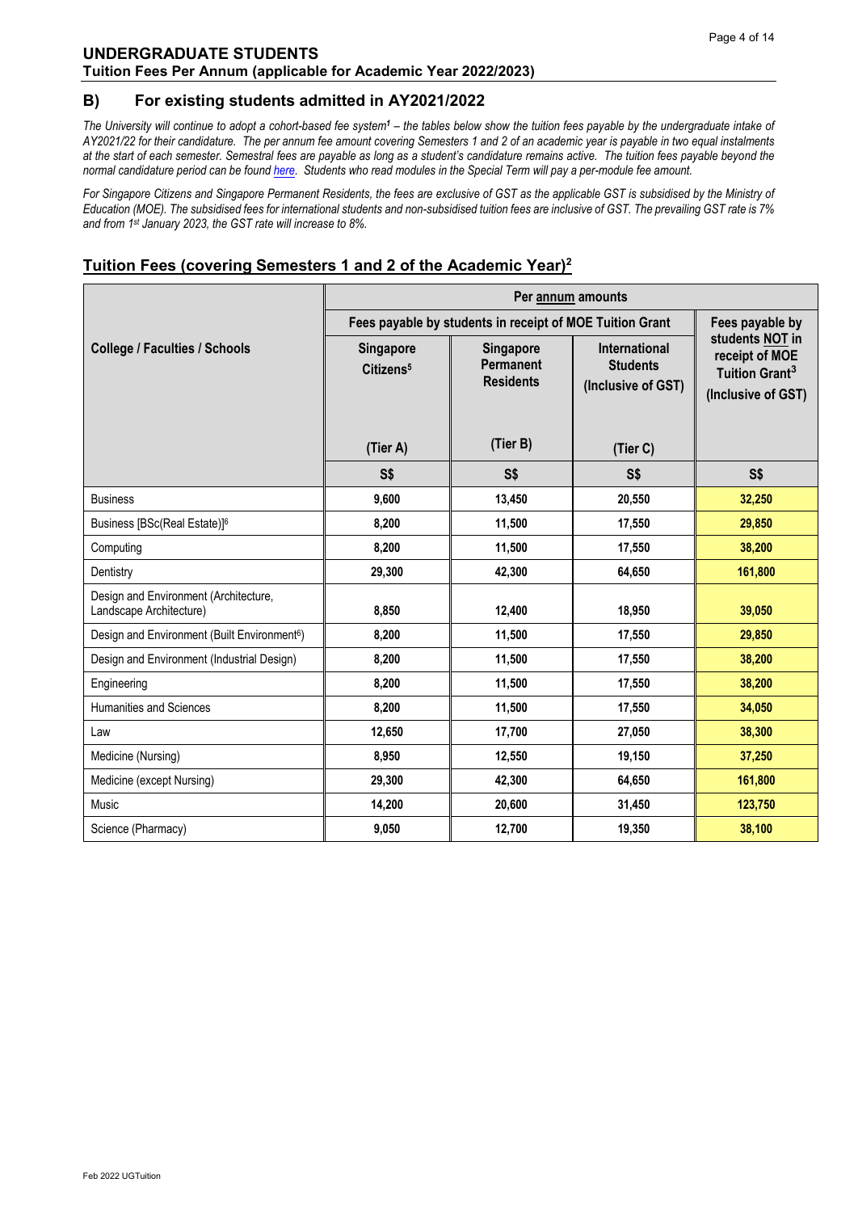## UNDERGRADUATE STUDENTS
**Tuition Fees Per Annum (applicable for Academic Year 2022/2023)**

### B) For existing students admitted in AY2021/2022

*The University will continue to adopt a cohort-based fee system[1] – the tables below show the tuition fees payable by the undergraduate intake of AY2021/22 for their candidature. The per annum fee amount covering Semesters 1 and 2 of an academic year is payable in two equal instalments at the start of each semester. Semestral fees are payable as long as a student's candidature remains active. The tuition fees payable beyond the normal candidature period can be found here. Students who read modules in the Special Term will pay a per-module fee amount.*

*For Singapore Citizens and Singapore Permanent Residents, the fees are exclusive of GST as the applicable GST is subsidised by the Ministry of Education (MOE). The subsidised fees for international students and non-subsidised tuition fees are inclusive of GST. The prevailing GST rate is 7% and from 1st January 2023, the GST rate will increase to 8%.*

### Tuition Fees (covering Semesters 1 and 2 of the Academic Year)[2]

| College / Faculties / Schools | Per annum amounts | | | |
|---|---|---|---|---|
| | Fees payable by students in receipt of MOE Tuition Grant | | | Fees payable by students NOT in receipt of MOE Tuition Grant[3] (Inclusive of GST) |
| | Singapore Citizens[5] (Tier A) | Singapore Permanent Residents (Tier B) | International Students (Inclusive of GST) (Tier C) | |
| | S$ | S$ | S$ | S$ |
| Business | 9,600 | 13,450 | 20,550 | 32,250 |
| Business [BSc(Real Estate)][6] | 8,200 | 11,500 | 17,550 | 29,850 |
| Computing | 8,200 | 11,500 | 17,550 | 38,200 |
| Dentistry | 29,300 | 42,300 | 64,650 | 161,800 |
| Design and Environment (Architecture, Landscape Architecture) | 8,850 | 12,400 | 18,950 | 39,050 |
| Design and Environment (Built Environment[6]) | 8,200 | 11,500 | 17,550 | 29,850 |
| Design and Environment (Industrial Design) | 8,200 | 11,500 | 17,550 | 38,200 |
| Engineering | 8,200 | 11,500 | 17,550 | 38,200 |
| Humanities and Sciences | 8,200 | 11,500 | 17,550 | 34,050 |
| Law | 12,650 | 17,700 | 27,050 | 38,300 |
| Medicine (Nursing) | 8,950 | 12,550 | 19,150 | 37,250 |
| Medicine (except Nursing) | 29,300 | 42,300 | 64,650 | 161,800 |
| Music | 14,200 | 20,600 | 31,450 | 123,750 |
| Science (Pharmacy) | 9,050 | 12,700 | 19,350 | 38,100 |

Feb 2022 UGTuition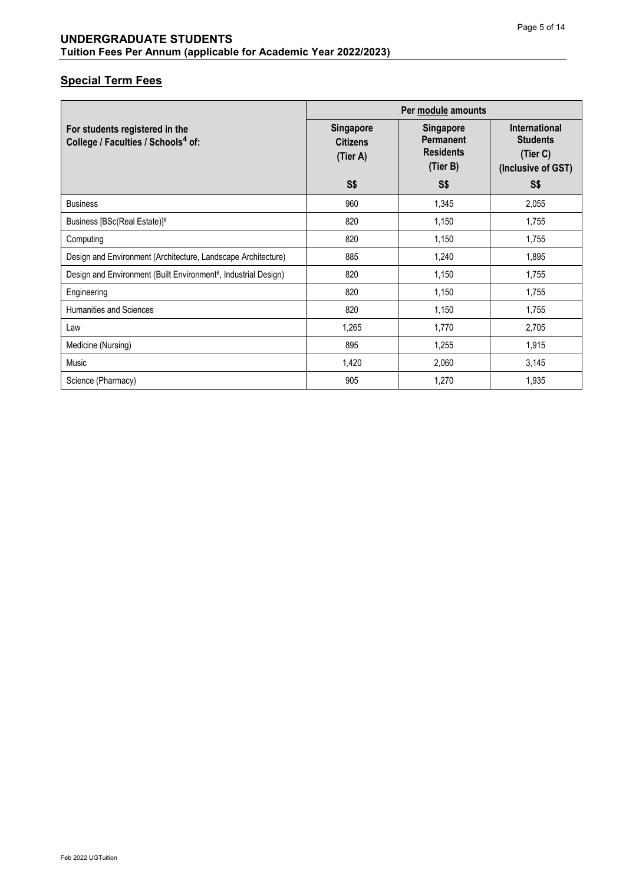## Special Term Fees

| For students registered in the College / Faculties / Schools[4] of: | Per module amounts | | |
|---|---|---|---|
| | Singapore Citizens (Tier A) | Singapore Permanent Residents (Tier B) | International Students (Tier C) (Inclusive of GST) |
| | S$ | S$ | S$ |
| Business | 960 | 1,345 | 2,055 |
| Business [BSc(Real Estate)][6] | 820 | 1,150 | 1,755 |
| Computing | 820 | 1,150 | 1,755 |
| Design and Environment (Architecture, Landscape Architecture) | 885 | 1,240 | 1,895 |
| Design and Environment (Built Environment[6], Industrial Design) | 820 | 1,150 | 1,755 |
| Engineering | 820 | 1,150 | 1,755 |
| Humanities and Sciences | 820 | 1,150 | 1,755 |
| Law | 1,265 | 1,770 | 2,705 |
| Medicine (Nursing) | 895 | 1,255 | 1,915 |
| Music | 1,420 | 2,060 | 3,145 |
| Science (Pharmacy) | 905 | 1,270 | 1,935 |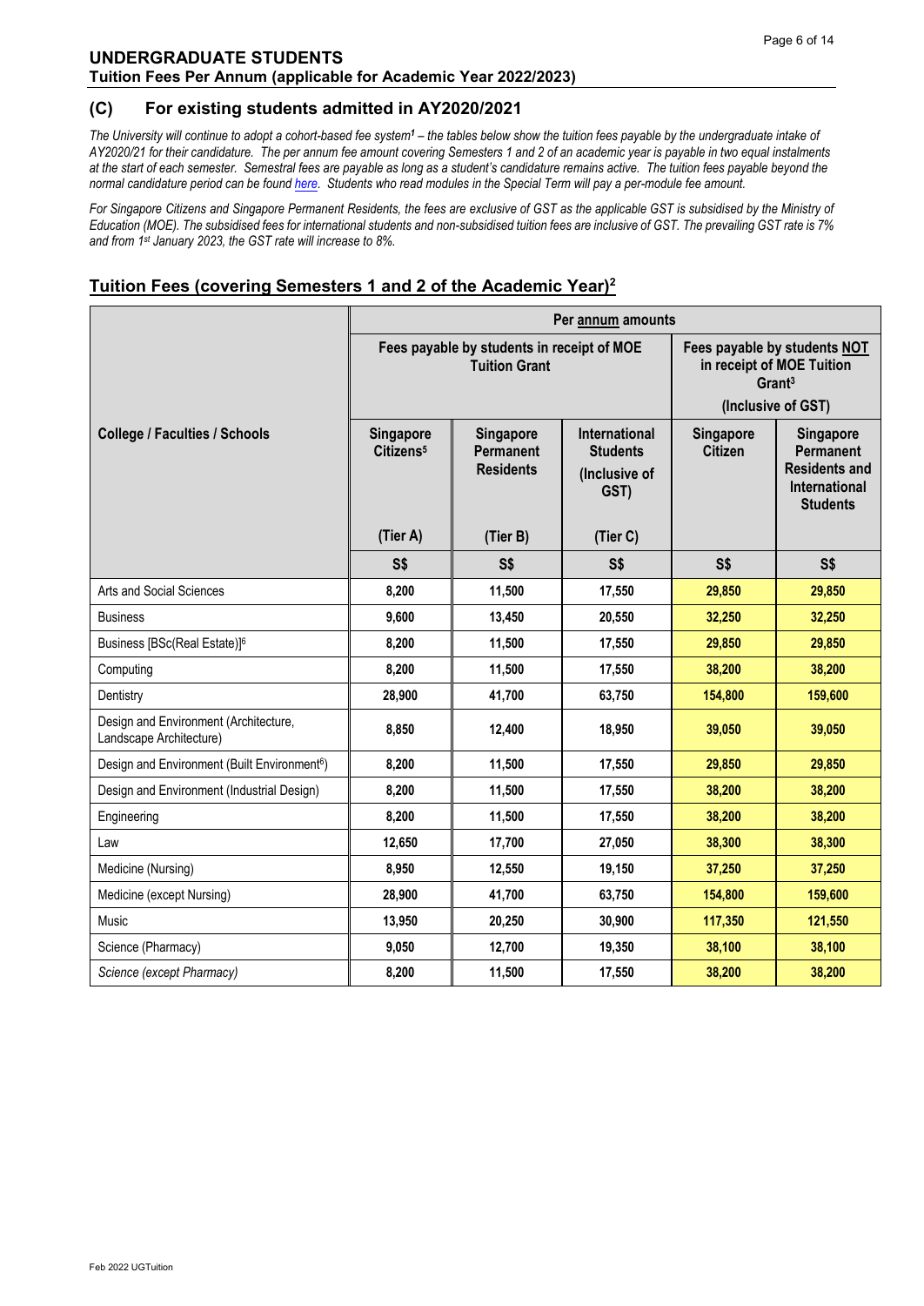**UNDERGRADUATE STUDENTS**
**Tuition Fees Per Annum (applicable for Academic Year 2022/2023)**

## (C) For existing students admitted in AY2020/2021

*The University will continue to adopt a cohort-based fee system[1] – the tables below show the tuition fees payable by the undergraduate intake of AY2020/21 for their candidature. The per annum fee amount covering Semesters 1 and 2 of an academic year is payable in two equal instalments at the start of each semester. Semestral fees are payable as long as a student's candidature remains active. The tuition fees payable beyond the normal candidature period can be found here. Students who read modules in the Special Term will pay a per-module fee amount.*

*For Singapore Citizens and Singapore Permanent Residents, the fees are exclusive of GST as the applicable GST is subsidised by the Ministry of Education (MOE). The subsidised fees for international students and non-subsidised tuition fees are inclusive of GST. The prevailing GST rate is 7% and from 1st January 2023, the GST rate will increase to 8%.*

### Tuition Fees (covering Semesters 1 and 2 of the Academic Year)[2]

| College / Faculties / Schools | Per annum amounts | | | | |
|---|---|---|---|---|---|
| | Fees payable by students in receipt of MOE Tuition Grant | | | Fees payable by students NOT in receipt of MOE Tuition Grant[3] (Inclusive of GST) | |
| | Singapore Citizens[5] (Tier A) | Singapore Permanent Residents (Tier B) | International Students (Inclusive of GST) (Tier C) | Singapore Citizen | Singapore Permanent Residents and International Students |
| | S$ | S$ | S$ | S$ | S$ |
| Arts and Social Sciences | 8,200 | 11,500 | 17,550 | 29,850 | 29,850 |
| Business | 9,600 | 13,450 | 20,550 | 32,250 | 32,250 |
| Business [BSc(Real Estate)][6] | 8,200 | 11,500 | 17,550 | 29,850 | 29,850 |
| Computing | 8,200 | 11,500 | 17,550 | 38,200 | 38,200 |
| Dentistry | 28,900 | 41,700 | 63,750 | 154,800 | 159,600 |
| Design and Environment (Architecture, Landscape Architecture) | 8,850 | 12,400 | 18,950 | 39,050 | 39,050 |
| Design and Environment (Built Environment[6]) | 8,200 | 11,500 | 17,550 | 29,850 | 29,850 |
| Design and Environment (Industrial Design) | 8,200 | 11,500 | 17,550 | 38,200 | 38,200 |
| Engineering | 8,200 | 11,500 | 17,550 | 38,200 | 38,200 |
| Law | 12,650 | 17,700 | 27,050 | 38,300 | 38,300 |
| Medicine (Nursing) | 8,950 | 12,550 | 19,150 | 37,250 | 37,250 |
| Medicine (except Nursing) | 28,900 | 41,700 | 63,750 | 154,800 | 159,600 |
| Music | 13,950 | 20,250 | 30,900 | 117,350 | 121,550 |
| Science (Pharmacy) | 9,050 | 12,700 | 19,350 | 38,100 | 38,100 |
| *Science (except Pharmacy)* | 8,200 | 11,500 | 17,550 | 38,200 | 38,200 |

Feb 2022 UGTuition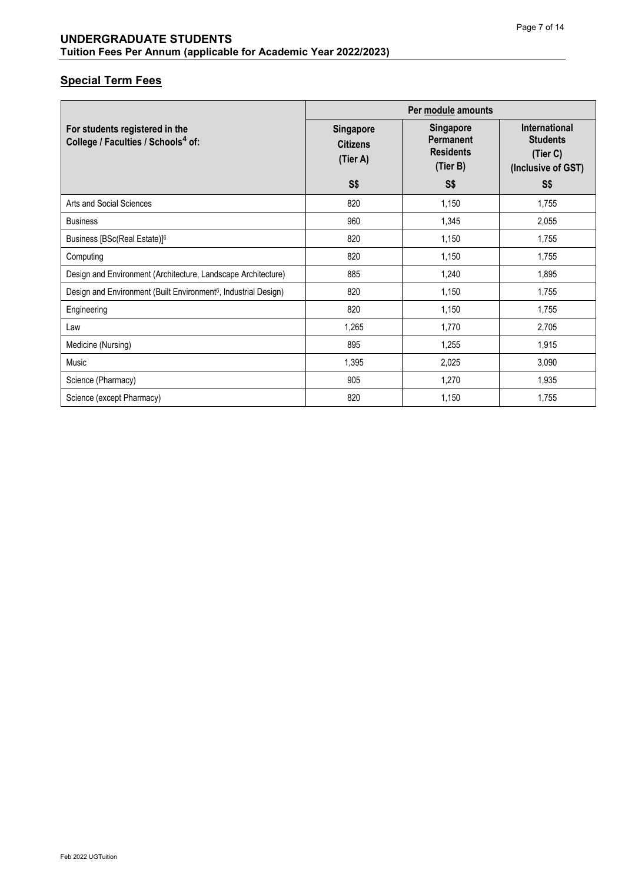## UNDERGRADUATE STUDENTS
**Tuition Fees Per Annum (applicable for Academic Year 2022/2023)**

### Special Term Fees

| For students registered in the College / Faculties / Schools[4] of: | Per module amounts | | |
|---|---|---|---|
| | Singapore Citizens (Tier A) | Singapore Permanent Residents (Tier B) | International Students (Tier C) (Inclusive of GST) |
| | S$ | S$ | S$ |
| Arts and Social Sciences | 820 | 1,150 | 1,755 |
| Business | 960 | 1,345 | 2,055 |
| Business [BSc(Real Estate)][6] | 820 | 1,150 | 1,755 |
| Computing | 820 | 1,150 | 1,755 |
| Design and Environment (Architecture, Landscape Architecture) | 885 | 1,240 | 1,895 |
| Design and Environment (Built Environment[6], Industrial Design) | 820 | 1,150 | 1,755 |
| Engineering | 820 | 1,150 | 1,755 |
| Law | 1,265 | 1,770 | 2,705 |
| Medicine (Nursing) | 895 | 1,255 | 1,915 |
| Music | 1,395 | 2,025 | 3,090 |
| Science (Pharmacy) | 905 | 1,270 | 1,935 |
| Science (except Pharmacy) | 820 | 1,150 | 1,755 |

Feb 2022 UGTuition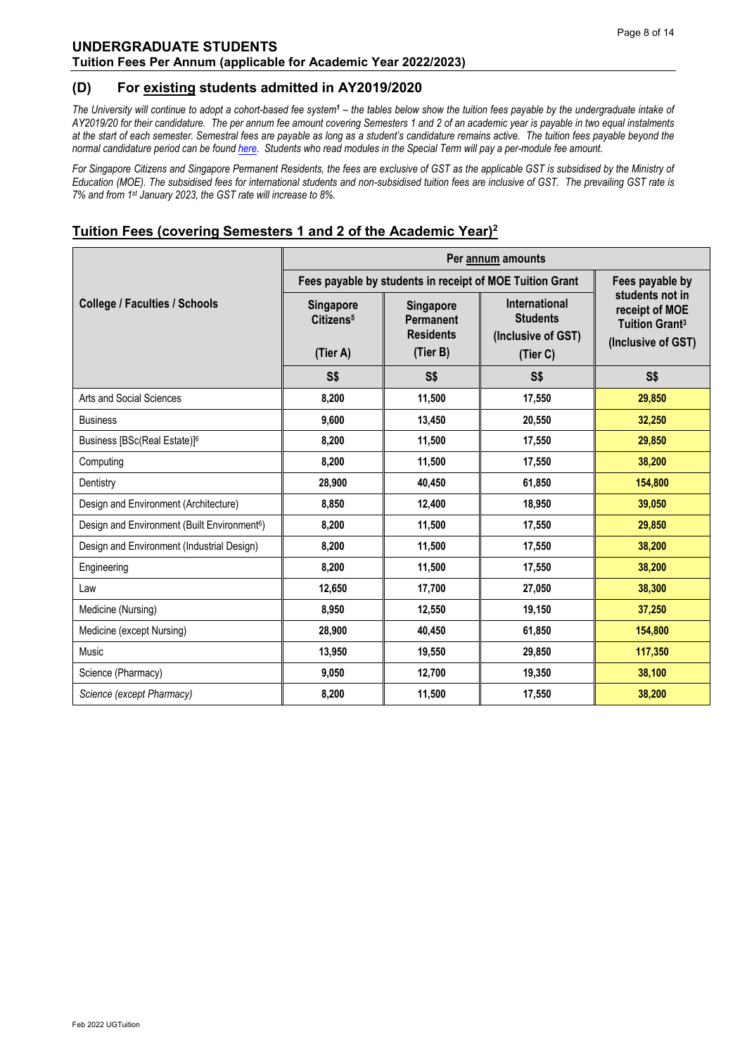## UNDERGRADUATE STUDENTS
### Tuition Fees Per Annum (applicable for Academic Year 2022/2023)

### (D) For existing students admitted in AY2019/2020

*The University will continue to adopt a cohort-based fee system[1] – the tables below show the tuition fees payable by the undergraduate intake of AY2019/20 for their candidature. The per annum fee amount covering Semesters 1 and 2 of an academic year is payable in two equal instalments at the start of each semester. Semestral fees are payable as long as a student's candidature remains active. The tuition fees payable beyond the normal candidature period can be found here. Students who read modules in the Special Term will pay a per-module fee amount.*

*For Singapore Citizens and Singapore Permanent Residents, the fees are exclusive of GST as the applicable GST is subsidised by the Ministry of Education (MOE). The subsidised fees for international students and non-subsidised tuition fees are inclusive of GST. The prevailing GST rate is 7% and from 1st January 2023, the GST rate will increase to 8%.*

## Tuition Fees (covering Semesters 1 and 2 of the Academic Year)[2]

| College / Faculties / Schools | Per annum amounts | | | |
|---|---|---|---|---|
| | Fees payable by students in receipt of MOE Tuition Grant | | | Fees payable by students not in receipt of MOE Tuition Grant[3] (Inclusive of GST) |
| | Singapore Citizens[5] (Tier A) | Singapore Permanent Residents (Tier B) | International Students (Inclusive of GST) (Tier C) | |
| | S$ | S$ | S$ | S$ |
| Arts and Social Sciences | 8,200 | 11,500 | 17,550 | 29,850 |
| Business | 9,600 | 13,450 | 20,550 | 32,250 |
| Business [BSc(Real Estate)][6] | 8,200 | 11,500 | 17,550 | 29,850 |
| Computing | 8,200 | 11,500 | 17,550 | 38,200 |
| Dentistry | 28,900 | 40,450 | 61,850 | 154,800 |
| Design and Environment (Architecture) | 8,850 | 12,400 | 18,950 | 39,050 |
| Design and Environment (Built Environment[6]) | 8,200 | 11,500 | 17,550 | 29,850 |
| Design and Environment (Industrial Design) | 8,200 | 11,500 | 17,550 | 38,200 |
| Engineering | 8,200 | 11,500 | 17,550 | 38,200 |
| Law | 12,650 | 17,700 | 27,050 | 38,300 |
| Medicine (Nursing) | 8,950 | 12,550 | 19,150 | 37,250 |
| Medicine (except Nursing) | 28,900 | 40,450 | 61,850 | 154,800 |
| Music | 13,950 | 19,550 | 29,850 | 117,350 |
| Science (Pharmacy) | 9,050 | 12,700 | 19,350 | 38,100 |
| *Science (except Pharmacy)* | 8,200 | 11,500 | 17,550 | 38,200 |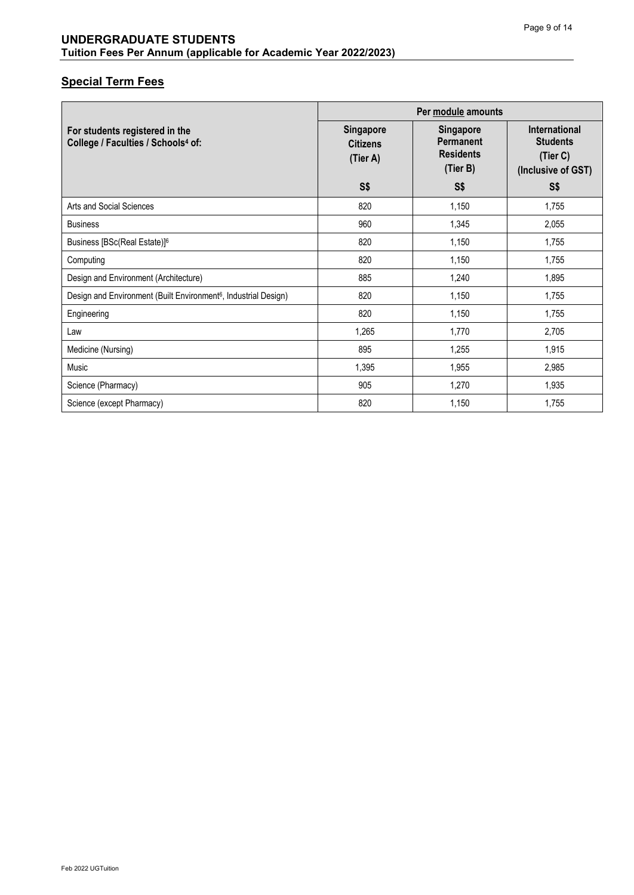## UNDERGRADUATE STUDENTS
**Tuition Fees Per Annum (applicable for Academic Year 2022/2023)**

## Special Term Fees

| For students registered in the College / Faculties / Schools[4] of: | Per module amounts | | |
|---|---|---|---|
| | Singapore Citizens (Tier A) S$ | Singapore Permanent Residents (Tier B) S$ | International Students (Tier C) (Inclusive of GST) S$ |
| Arts and Social Sciences | 820 | 1,150 | 1,755 |
| Business | 960 | 1,345 | 2,055 |
| Business [BSc(Real Estate)][6] | 820 | 1,150 | 1,755 |
| Computing | 820 | 1,150 | 1,755 |
| Design and Environment (Architecture) | 885 | 1,240 | 1,895 |
| Design and Environment (Built Environment[6], Industrial Design) | 820 | 1,150 | 1,755 |
| Engineering | 820 | 1,150 | 1,755 |
| Law | 1,265 | 1,770 | 2,705 |
| Medicine (Nursing) | 895 | 1,255 | 1,915 |
| Music | 1,395 | 1,955 | 2,985 |
| Science (Pharmacy) | 905 | 1,270 | 1,935 |
| Science (except Pharmacy) | 820 | 1,150 | 1,755 |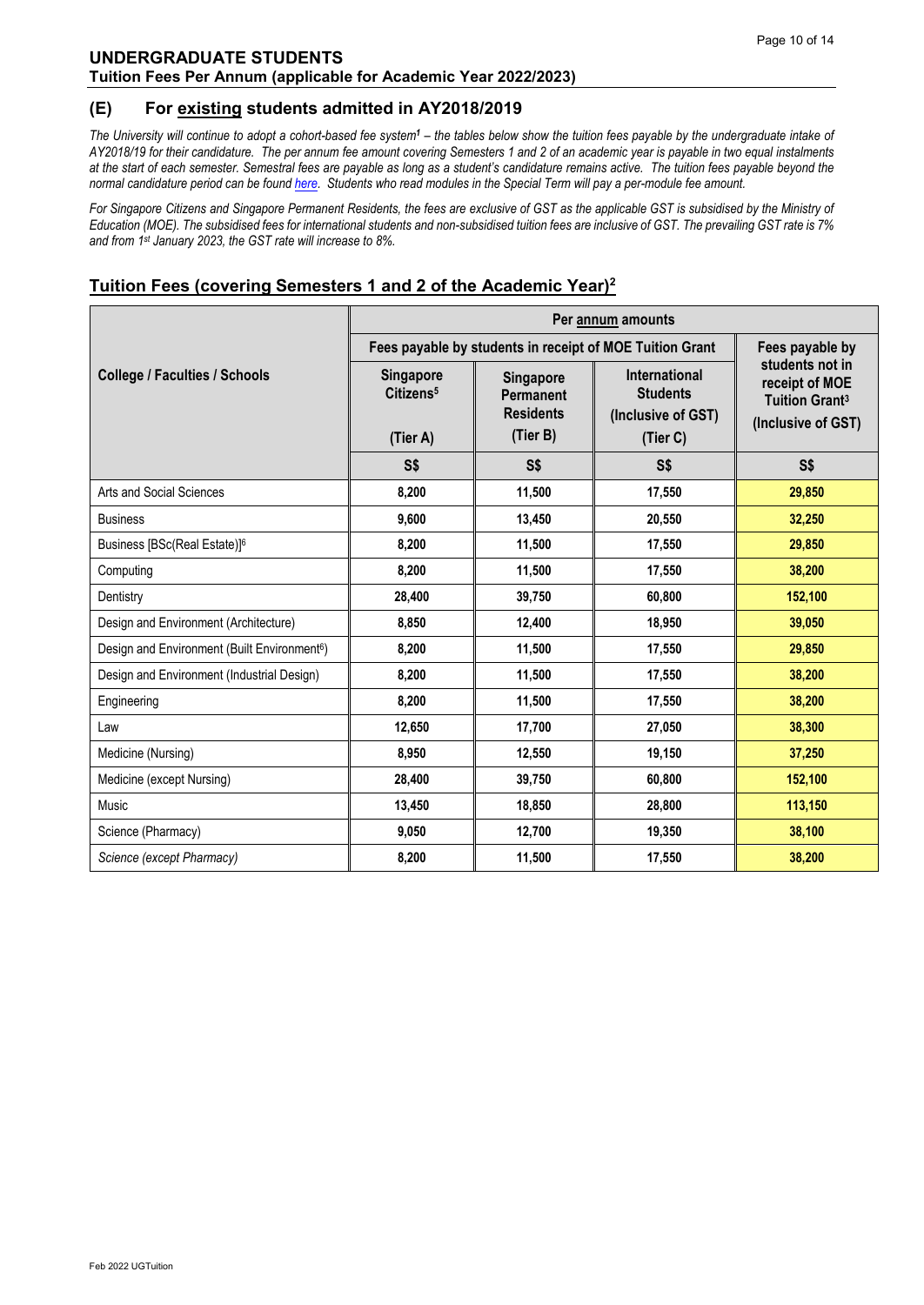## UNDERGRADUATE STUDENTS
### Tuition Fees Per Annum (applicable for Academic Year 2022/2023)

## (E) For existing students admitted in AY2018/2019

*The University will continue to adopt a cohort-based fee system[1] – the tables below show the tuition fees payable by the undergraduate intake of AY2018/19 for their candidature. The per annum fee amount covering Semesters 1 and 2 of an academic year is payable in two equal instalments at the start of each semester. Semestral fees are payable as long as a student's candidature remains active. The tuition fees payable beyond the normal candidature period can be found here. Students who read modules in the Special Term will pay a per-module fee amount.*

*For Singapore Citizens and Singapore Permanent Residents, the fees are exclusive of GST as the applicable GST is subsidised by the Ministry of Education (MOE). The subsidised fees for international students and non-subsidised tuition fees are inclusive of GST. The prevailing GST rate is 7% and from 1st January 2023, the GST rate will increase to 8%.*

## Tuition Fees (covering Semesters 1 and 2 of the Academic Year)[2]

| College / Faculties / Schools | Per annum amounts | | | |
|---|---|---|---|---|
| | Fees payable by students in receipt of MOE Tuition Grant | | | Fees payable by students not in receipt of MOE Tuition Grant[3] (Inclusive of GST) |
| | Singapore Citizens[5] (Tier A) | Singapore Permanent Residents (Tier B) | International Students (Inclusive of GST) (Tier C) | |
| | S$ | S$ | S$ | S$ |
| Arts and Social Sciences | 8,200 | 11,500 | 17,550 | 29,850 |
| Business | 9,600 | 13,450 | 20,550 | 32,250 |
| Business [BSc(Real Estate)][6] | 8,200 | 11,500 | 17,550 | 29,850 |
| Computing | 8,200 | 11,500 | 17,550 | 38,200 |
| Dentistry | 28,400 | 39,750 | 60,800 | 152,100 |
| Design and Environment (Architecture) | 8,850 | 12,400 | 18,950 | 39,050 |
| Design and Environment (Built Environment[6]) | 8,200 | 11,500 | 17,550 | 29,850 |
| Design and Environment (Industrial Design) | 8,200 | 11,500 | 17,550 | 38,200 |
| Engineering | 8,200 | 11,500 | 17,550 | 38,200 |
| Law | 12,650 | 17,700 | 27,050 | 38,300 |
| Medicine (Nursing) | 8,950 | 12,550 | 19,150 | 37,250 |
| Medicine (except Nursing) | 28,400 | 39,750 | 60,800 | 152,100 |
| Music | 13,450 | 18,850 | 28,800 | 113,150 |
| Science (Pharmacy) | 9,050 | 12,700 | 19,350 | 38,100 |
| *Science (except Pharmacy)* | 8,200 | 11,500 | 17,550 | 38,200 |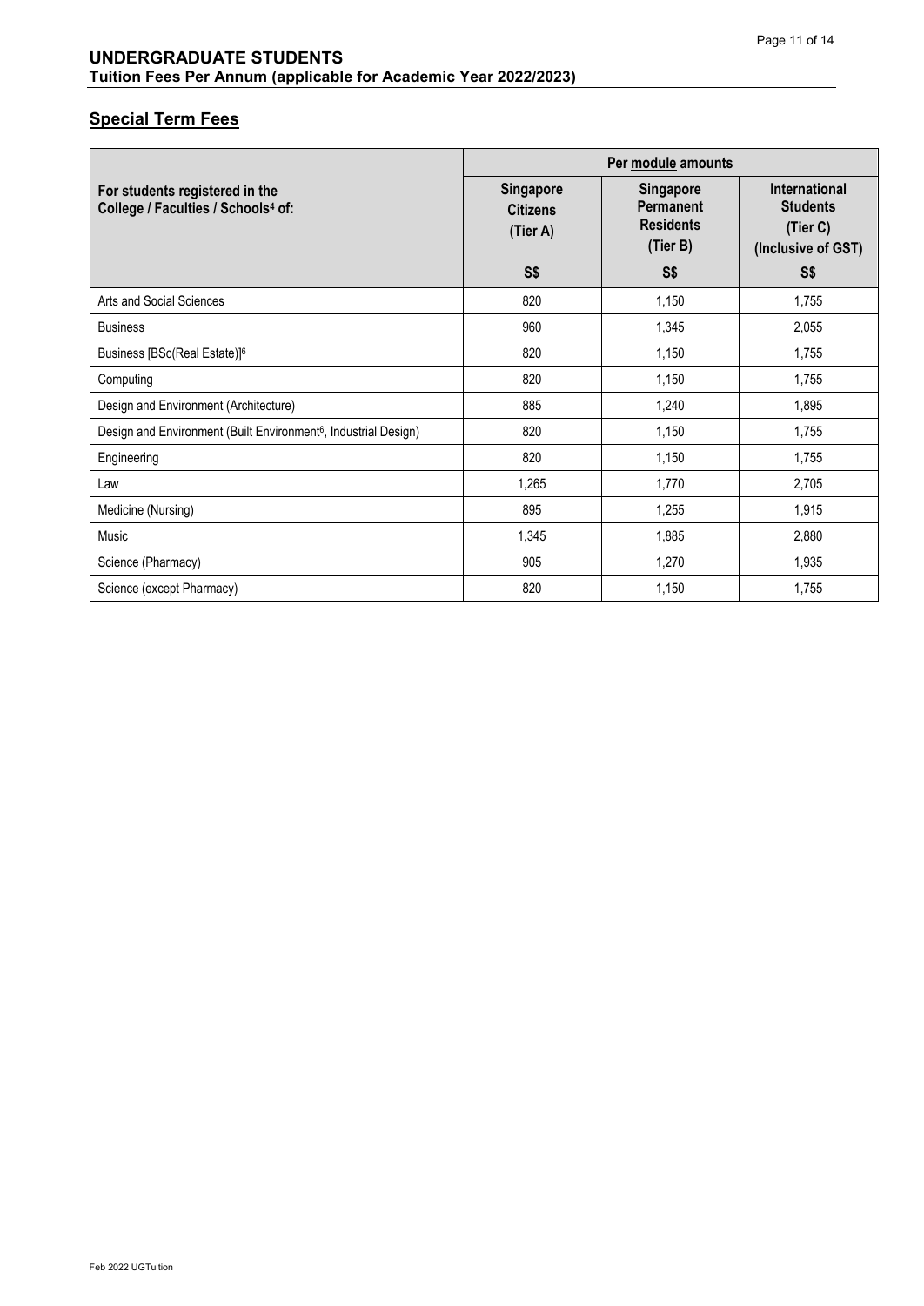**UNDERGRADUATE STUDENTS**
**Tuition Fees Per Annum (applicable for Academic Year 2022/2023)**

## Special Term Fees

| For students registered in the College / Faculties / Schools[4] of: | Per module amounts | | |
|---|---|---|---|
| | Singapore Citizens (Tier A) S$ | Singapore Permanent Residents (Tier B) S$ | International Students (Tier C) (Inclusive of GST) S$ |
| Arts and Social Sciences | 820 | 1,150 | 1,755 |
| Business | 960 | 1,345 | 2,055 |
| Business [BSc(Real Estate)][6] | 820 | 1,150 | 1,755 |
| Computing | 820 | 1,150 | 1,755 |
| Design and Environment (Architecture) | 885 | 1,240 | 1,895 |
| Design and Environment (Built Environment[6], Industrial Design) | 820 | 1,150 | 1,755 |
| Engineering | 820 | 1,150 | 1,755 |
| Law | 1,265 | 1,770 | 2,705 |
| Medicine (Nursing) | 895 | 1,255 | 1,915 |
| Music | 1,345 | 1,885 | 2,880 |
| Science (Pharmacy) | 905 | 1,270 | 1,935 |
| Science (except Pharmacy) | 820 | 1,150 | 1,755 |

Feb 2022 UGTuition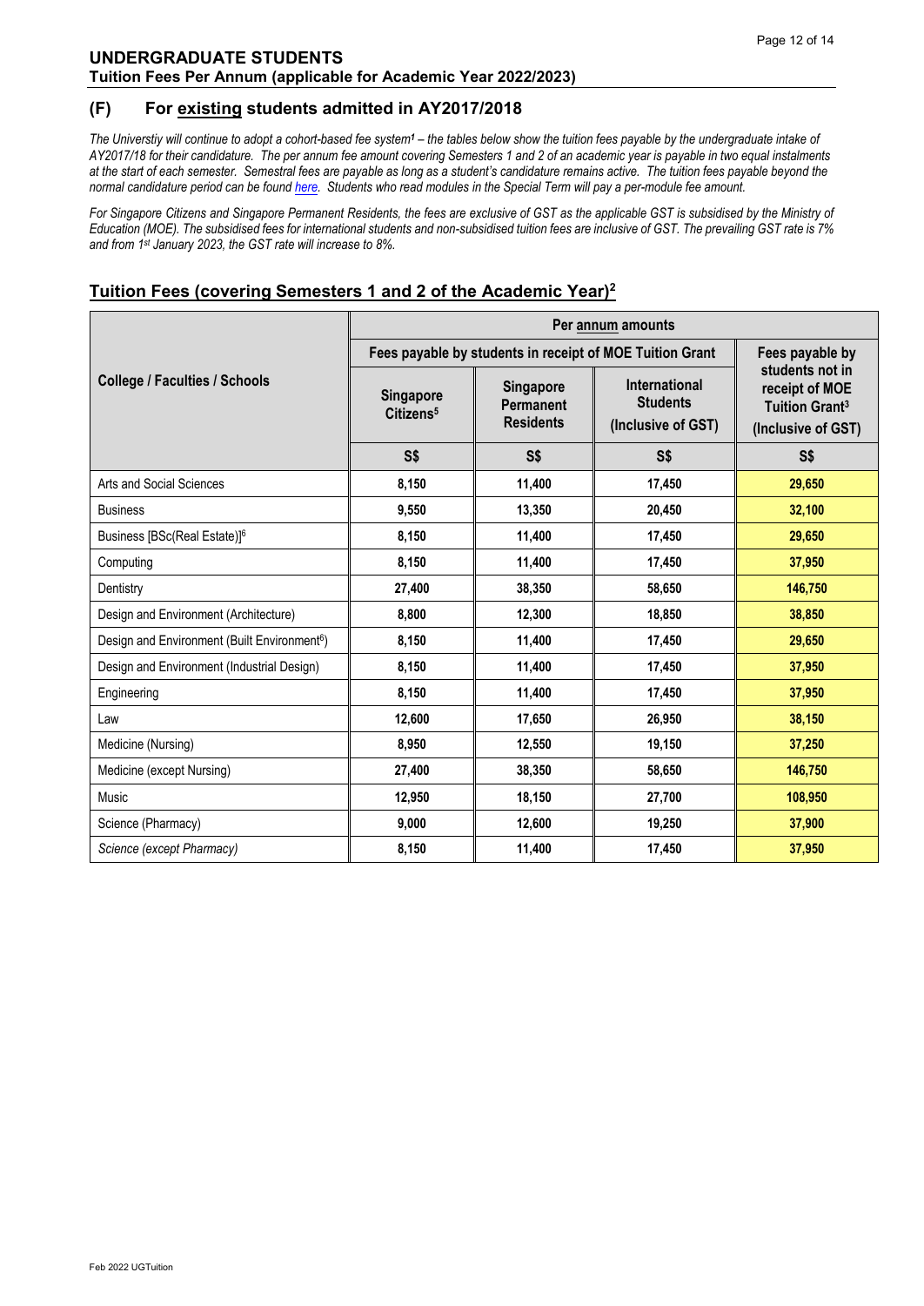## UNDERGRADUATE STUDENTS
**Tuition Fees Per Annum (applicable for Academic Year 2022/2023)**

### (F) For existing students admitted in AY2017/2018

*The Universtiy will continue to adopt a cohort-based fee system[1] – the tables below show the tuition fees payable by the undergraduate intake of AY2017/18 for their candidature. The per annum fee amount covering Semesters 1 and 2 of an academic year is payable in two equal instalments at the start of each semester. Semestral fees are payable as long as a student's candidature remains active. The tuition fees payable beyond the normal candidature period can be found here. Students who read modules in the Special Term will pay a per-module fee amount.*

*For Singapore Citizens and Singapore Permanent Residents, the fees are exclusive of GST as the applicable GST is subsidised by the Ministry of Education (MOE). The subsidised fees for international students and non-subsidised tuition fees are inclusive of GST. The prevailing GST rate is 7% and from 1st January 2023, the GST rate will increase to 8%.*

## Tuition Fees (covering Semesters 1 and 2 of the Academic Year)[2]

| College / Faculties / Schools | Per annum amounts | | | |
|---|---|---|---|---|
| | Fees payable by students in receipt of MOE Tuition Grant | | | Fees payable by students not in receipt of MOE Tuition Grant[3] (Inclusive of GST) |
| | Singapore Citizens[5] | Singapore Permanent Residents | International Students (Inclusive of GST) | |
| | S$ | S$ | S$ | S$ |
| Arts and Social Sciences | 8,150 | 11,400 | 17,450 | 29,650 |
| Business | 9,550 | 13,350 | 20,450 | 32,100 |
| Business [BSc(Real Estate)][6] | 8,150 | 11,400 | 17,450 | 29,650 |
| Computing | 8,150 | 11,400 | 17,450 | 37,950 |
| Dentistry | 27,400 | 38,350 | 58,650 | 146,750 |
| Design and Environment (Architecture) | 8,800 | 12,300 | 18,850 | 38,850 |
| Design and Environment (Built Environment[6]) | 8,150 | 11,400 | 17,450 | 29,650 |
| Design and Environment (Industrial Design) | 8,150 | 11,400 | 17,450 | 37,950 |
| Engineering | 8,150 | 11,400 | 17,450 | 37,950 |
| Law | 12,600 | 17,650 | 26,950 | 38,150 |
| Medicine (Nursing) | 8,950 | 12,550 | 19,150 | 37,250 |
| Medicine (except Nursing) | 27,400 | 38,350 | 58,650 | 146,750 |
| Music | 12,950 | 18,150 | 27,700 | 108,950 |
| Science (Pharmacy) | 9,000 | 12,600 | 19,250 | 37,900 |
| *Science (except Pharmacy)* | 8,150 | 11,400 | 17,450 | 37,950 |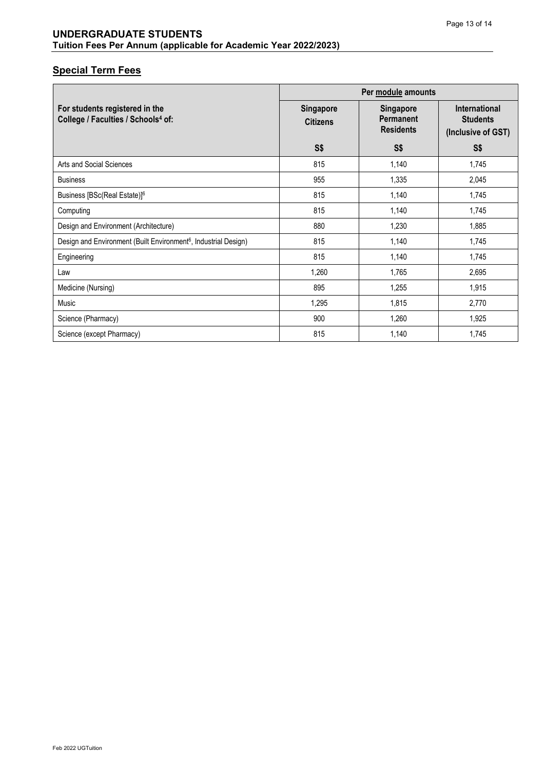## UNDERGRADUATE STUDENTS
**Tuition Fees Per Annum (applicable for Academic Year 2022/2023)**

## Special Term Fees

| For students registered in the College / Faculties / Schools[4] of: | Per module amounts | | |
|---|---|---|---|
| | Singapore Citizens | Singapore Permanent Residents | International Students (Inclusive of GST) |
| | S$ | S$ | S$ |
| Arts and Social Sciences | 815 | 1,140 | 1,745 |
| Business | 955 | 1,335 | 2,045 |
| Business [BSc(Real Estate)][6] | 815 | 1,140 | 1,745 |
| Computing | 815 | 1,140 | 1,745 |
| Design and Environment (Architecture) | 880 | 1,230 | 1,885 |
| Design and Environment (Built Environment[6], Industrial Design) | 815 | 1,140 | 1,745 |
| Engineering | 815 | 1,140 | 1,745 |
| Law | 1,260 | 1,765 | 2,695 |
| Medicine (Nursing) | 895 | 1,255 | 1,915 |
| Music | 1,295 | 1,815 | 2,770 |
| Science (Pharmacy) | 900 | 1,260 | 1,925 |
| Science (except Pharmacy) | 815 | 1,140 | 1,745 |

Feb 2022 UGTuition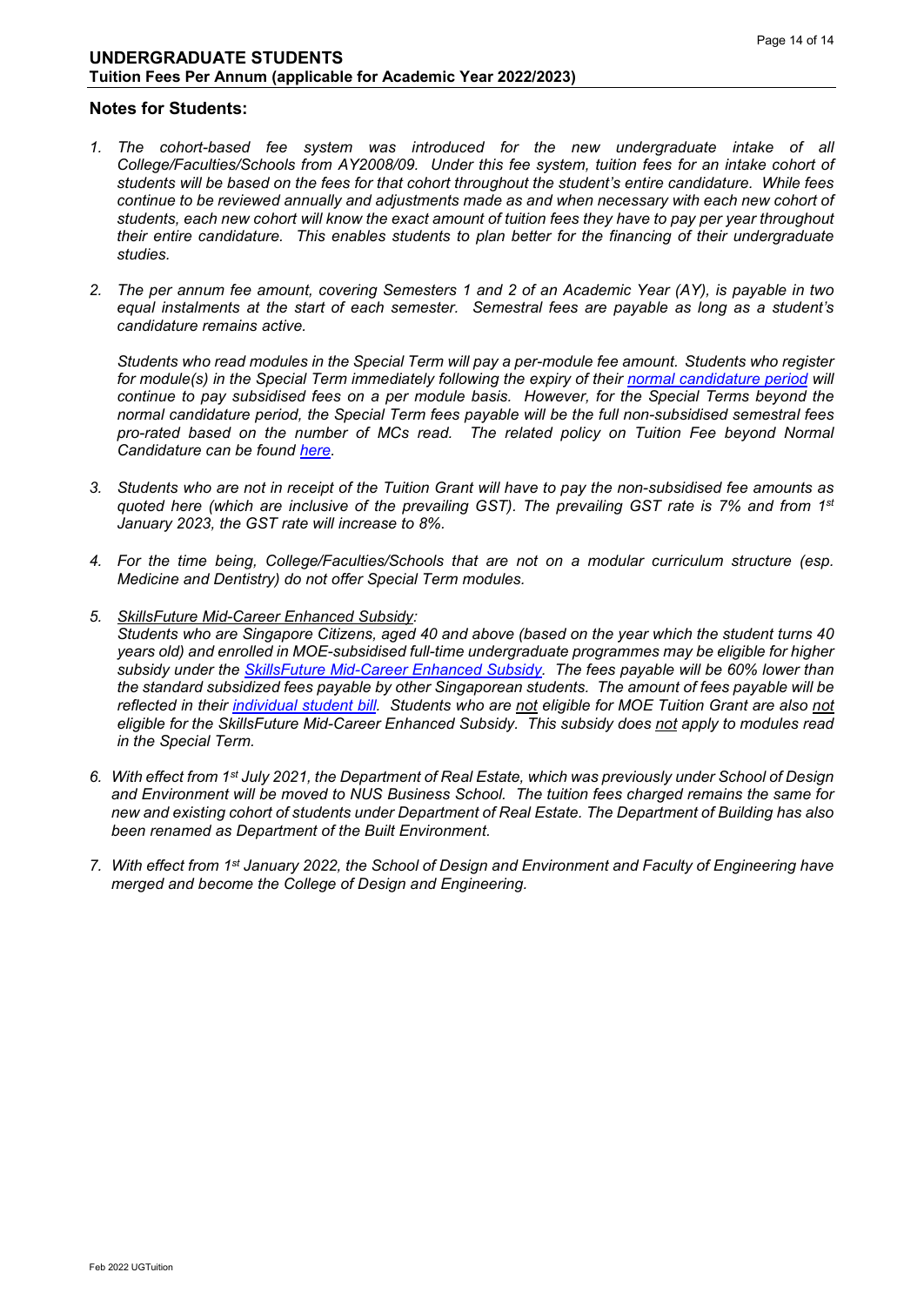## Notes for Students:

1. *The cohort-based fee system was introduced for the new undergraduate intake of all College/Faculties/Schools from AY2008/09. Under this fee system, tuition fees for an intake cohort of students will be based on the fees for that cohort throughout the student's entire candidature. While fees continue to be reviewed annually and adjustments made as and when necessary with each new cohort of students, each new cohort will know the exact amount of tuition fees they have to pay per year throughout their entire candidature. This enables students to plan better for the financing of their undergraduate studies.*

2. *The per annum fee amount, covering Semesters 1 and 2 of an Academic Year (AY), is payable in two equal instalments at the start of each semester. Semestral fees are payable as long as a student's candidature remains active.*

   *Students who read modules in the Special Term will pay a per-module fee amount. Students who register for module(s) in the Special Term immediately following the expiry of their normal candidature period will continue to pay subsidised fees on a per module basis. However, for the Special Terms beyond the normal candidature period, the Special Term fees payable will be the full non-subsidised semestral fees pro-rated based on the number of MCs read. The related policy on Tuition Fee beyond Normal Candidature can be found here.*

3. *Students who are not in receipt of the Tuition Grant will have to pay the non-subsidised fee amounts as quoted here (which are inclusive of the prevailing GST). The prevailing GST rate is 7% and from 1st January 2023, the GST rate will increase to 8%.*

4. *For the time being, College/Faculties/Schools that are not on a modular curriculum structure (esp. Medicine and Dentistry) do not offer Special Term modules.*

5. *SkillsFuture Mid-Career Enhanced Subsidy:*
   *Students who are Singapore Citizens, aged 40 and above (based on the year which the student turns 40 years old) and enrolled in MOE-subsidised full-time undergraduate programmes may be eligible for higher subsidy under the SkillsFuture Mid-Career Enhanced Subsidy. The fees payable will be 60% lower than the standard subsidized fees payable by other Singaporean students. The amount of fees payable will be reflected in their individual student bill. Students who are not eligible for MOE Tuition Grant are also not eligible for the SkillsFuture Mid-Career Enhanced Subsidy. This subsidy does not apply to modules read in the Special Term.*

6. *With effect from 1st July 2021, the Department of Real Estate, which was previously under School of Design and Environment will be moved to NUS Business School. The tuition fees charged remains the same for new and existing cohort of students under Department of Real Estate. The Department of Building has also been renamed as Department of the Built Environment.*

7. *With effect from 1st January 2022, the School of Design and Environment and Faculty of Engineering have merged and become the College of Design and Engineering.*